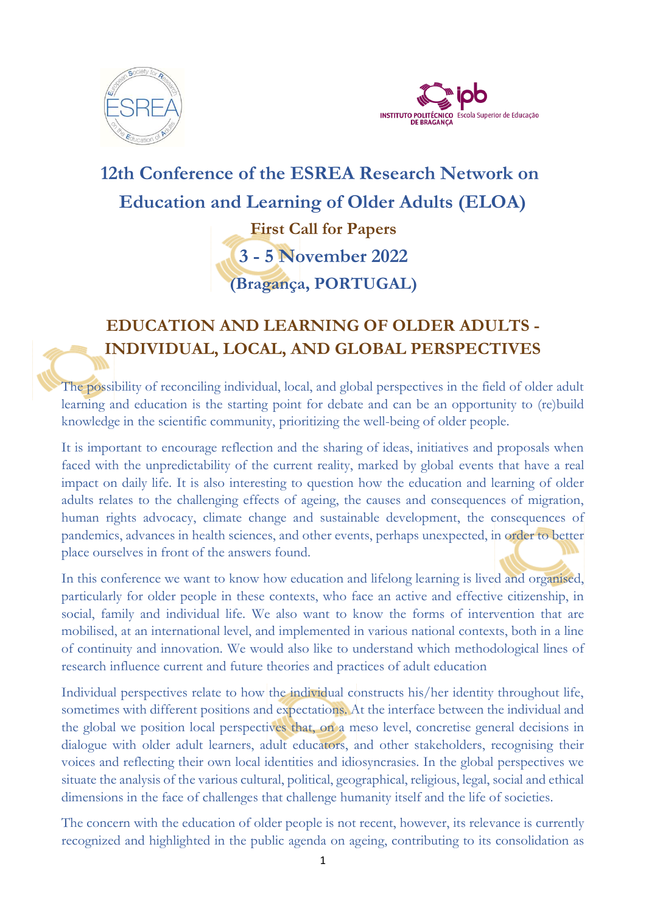# 12th Conference of the ESREA Research Network on Education and Learning of Older Adults (ELOA)

**First Call for Papers**

**3 - 5 November 2022**

**(Bragança, PORTUGAL)**

## EDUCATION AND LEARNING OF OLDER ADULTS - INDIVIDUAL, LOCAL, AND GLOBAL PERSPECTIVES

The possibility of reconciling individual, local, and global perspectives in the field of older adult learning and education is the starting point for debate and can be an opportunity to (re)build knowledge in the scientific community, prioritizing the well-being of older people.

It is important to encourage reflection and the sharing of ideas, initiatives and proposals when faced with the unpredictability of the current reality, marked by global events that have a real impact on daily life. It is also interesting to question how the education and learning of older adults relates to the challenging effects of ageing, the causes and consequences of migration, human rights advocacy, climate change and sustainable development, the consequences of pandemics, advances in health sciences, and other events, perhaps unexpected, in order to better place ourselves in front of the answers found.

In this conference we want to know how education and lifelong learning is lived and organised, particularly for older people in these contexts, who face an active and effective citizenship, in social, family and individual life. We also want to know the forms of intervention that are mobilised, at an international level, and implemented in various national contexts, both in a line of continuity and innovation. We would also like to understand which methodological lines of research influence current and future theories and practices of adult education

Individual perspectives relate to how the individual constructs his/her identity throughout life, sometimes with different positions and expectations. At the interface between the individual and the global we position local perspectives that, on a meso level, concretise general decisions in dialogue with older adult learners, adult educators, and other stakeholders, recognising their voices and reflecting their own local identities and idiosyncrasies. In the global perspectives we situate the analysis of the various cultural, political, geographical, religious, legal, social and ethical dimensions in the face of challenges that challenge humanity itself and the life of societies.

The concern with the education of older people is not recent, however, its relevance is currently recognized and highlighted in the public agenda on ageing, contributing to its consolidation as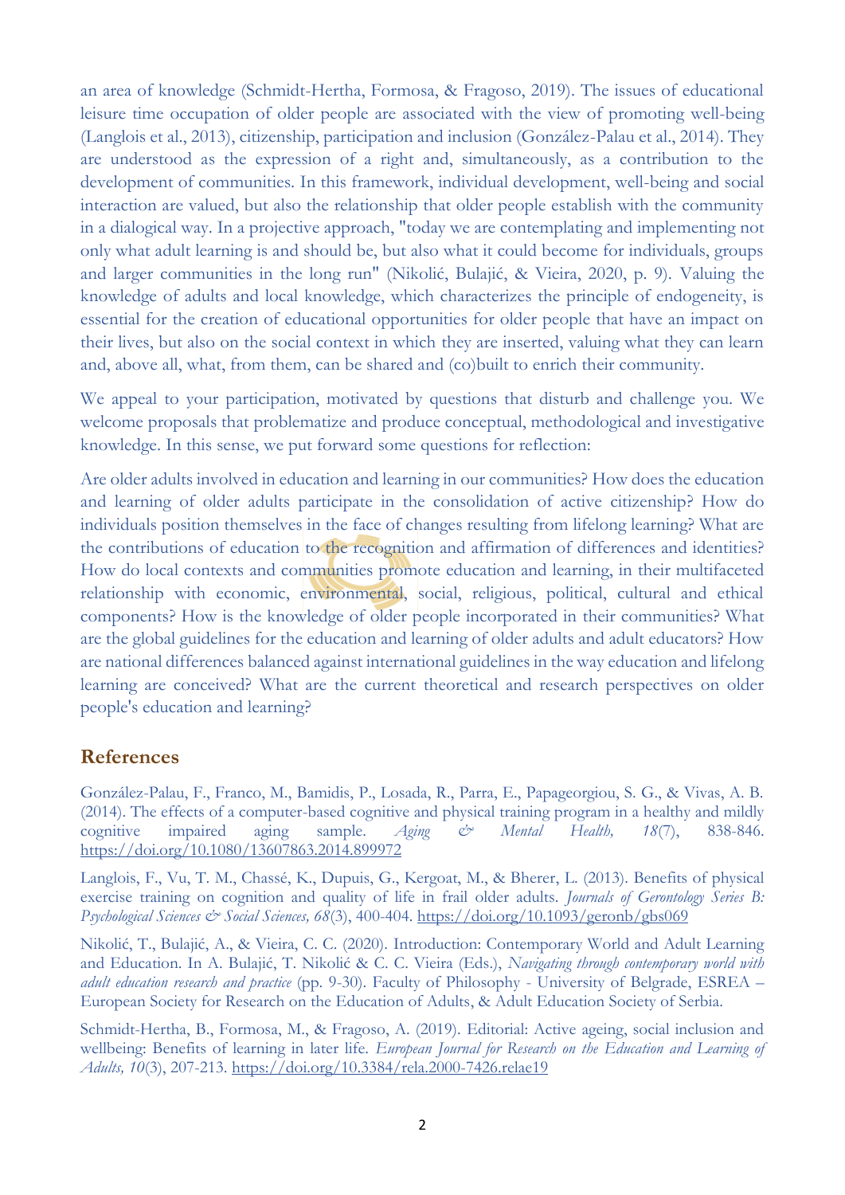an area of knowledge (Schmidt-Hertha, Formosa, & Fragoso, 2019). The issues of educational leisure time occupation of older people are associated with the view of promoting well-being (Langlois et al., 2013), citizenship, participation and inclusion (González-Palau et al., 2014). They are understood as the expression of a right and, simultaneously, as a contribution to the development of communities. In this framework, individual development, well-being and social interaction are valued, but also the relationship that older people establish with the community in a dialogical way. In a projective approach, "today we are contemplating and implementing not only what adult learning is and should be, but also what it could become for individuals, groups and larger communities in the long run" (Nikolić, Bulajić, & Vieira, 2020, p. 9). Valuing the knowledge of adults and local knowledge, which characterizes the principle of endogeneity, is essential for the creation of educational opportunities for older people that have an impact on their lives, but also on the social context in which they are inserted, valuing what they can learn and, above all, what, from them, can be shared and (co)built to enrich their community.

We appeal to your participation, motivated by questions that disturb and challenge you. We welcome proposals that problematize and produce conceptual, methodological and investigative knowledge. In this sense, we put forward some questions for reflection:

Are older adults involved in education and learning in our communities? How does the education and learning of older adults participate in the consolidation of active citizenship? How do individuals position themselves in the face of changes resulting from lifelong learning? What are the contributions of education to the recognition and affirmation of differences and identities? How do local contexts and communities promote education and learning, in their multifaceted relationship with economic, environmental, social, religious, political, cultural and ethical components? How is the knowledge of older people incorporated in their communities? What are the global guidelines for the education and learning of older adults and adult educators? How are national differences balanced against international guidelines in the way education and lifelong learning are conceived? What are the current theoretical and research perspectives on older people's education and learning?

## References

González-Palau, F., Franco, M., Bamidis, P., Losada, R., Parra, E., Papageorgiou, S. G., & Vivas, A. B. (2014). The effects of a computer-based cognitive and physical training program in a healthy and mildly cognitive impaired aging sample. *Aging & Mental Health, 18*(7), 838-846. https://doi.org/10.1080/13607863.2014.899972

Langlois, F., Vu, T. M., Chassé, K., Dupuis, G., Kergoat, M., & Bherer, L. (2013). Benefits of physical exercise training on cognition and quality of life in frail older adults. *Journals of Gerontology Series B: Psychological Sciences & Social Sciences, 68*(3), 400-404. https://doi.org/10.1093/geronb/gbs069

Nikolić, T., Bulajić, A., & Vieira, C. C. (2020). Introduction: Contemporary World and Adult Learning and Education. In A. Bulajić, T. Nikolić & C. C. Vieira (Eds.), *Navigating through contemporary world with adult education research and practice* (pp. 9-30). Faculty of Philosophy - University of Belgrade, ESREA – European Society for Research on the Education of Adults, & Adult Education Society of Serbia.

Schmidt-Hertha, B., Formosa, M., & Fragoso, A. (2019). Editorial: Active ageing, social inclusion and wellbeing: Benefits of learning in later life. *European Journal for Research on the Education and Learning of Adults, 10*(3), 207-213. https://doi.org/10.3384/rela.2000-7426.relae19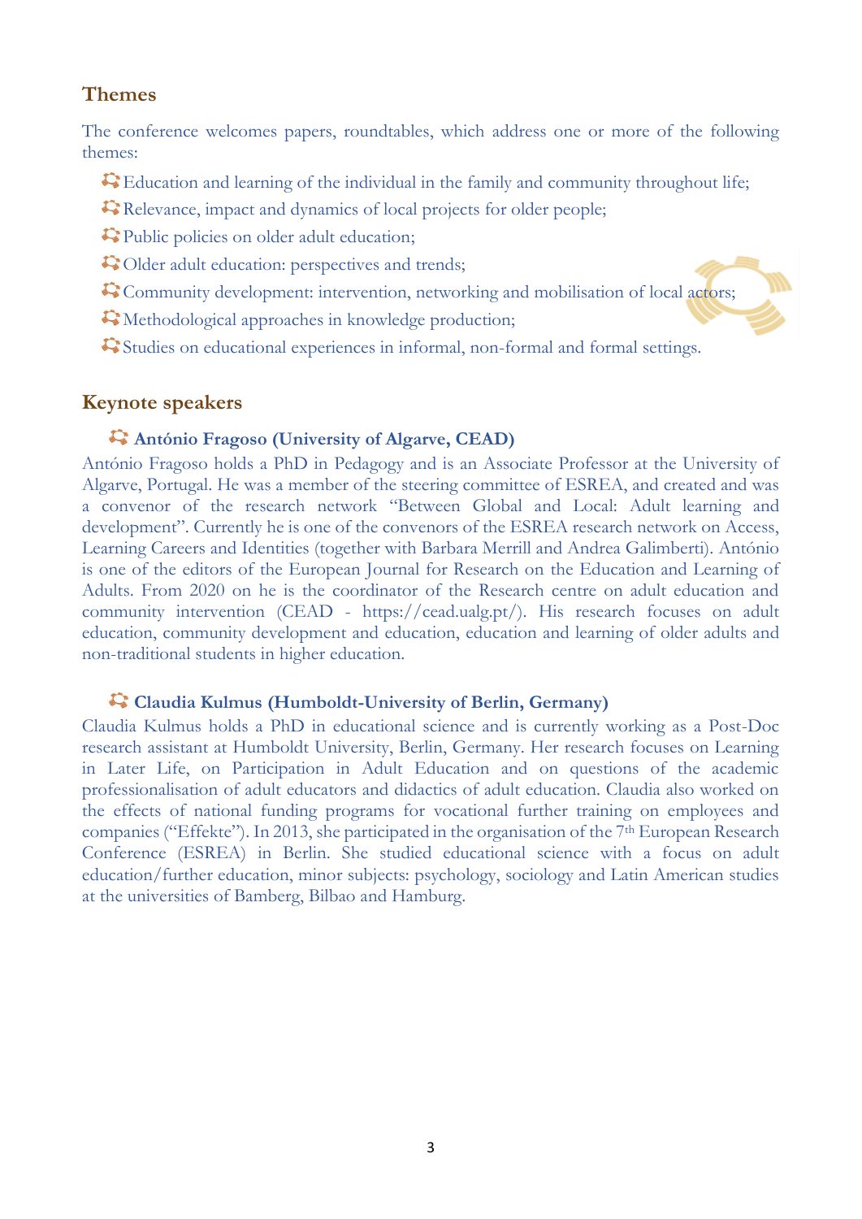## Themes

The conference welcomes papers, roundtables, which address one or more of the following themes:

- Education and learning of the individual in the family and community throughout life;
- Relevance, impact and dynamics of local projects for older people;
- Public policies on older adult education;
- Older adult education: perspectives and trends;
- Community development: intervention, networking and mobilisation of local actors;
- Methodological approaches in knowledge production;
- Studies on educational experiences in informal, non-formal and formal settings.

## Keynote speakers

### **António Fragoso (University of Algarve, CEAD)**

António Fragoso holds a PhD in Pedagogy and is an Associate Professor at the University of Algarve, Portugal. He was a member of the steering committee of ESREA, and created and was a convenor of the research network "Between Global and Local: Adult learning and development". Currently he is one of the convenors of the ESREA research network on Access, Learning Careers and Identities (together with Barbara Merrill and Andrea Galimberti). António is one of the editors of the European Journal for Research on the Education and Learning of Adults. From 2020 on he is the coordinator of the Research centre on adult education and community intervention (CEAD - https://cead.ualg.pt/). His research focuses on adult education, community development and education, education and learning of older adults and non-traditional students in higher education.

### **Claudia Kulmus (Humboldt-University of Berlin, Germany)**

Claudia Kulmus holds a PhD in educational science and is currently working as a Post-Doc research assistant at Humboldt University, Berlin, Germany. Her research focuses on Learning in Later Life, on Participation in Adult Education and on questions of the academic professionalisation of adult educators and didactics of adult education. Claudia also worked on the effects of national funding programs for vocational further training on employees and companies ("Effekte"). In 2013, she participated in the organisation of the 7th European Research Conference (ESREA) in Berlin. She studied educational science with a focus on adult education/further education, minor subjects: psychology, sociology and Latin American studies at the universities of Bamberg, Bilbao and Hamburg.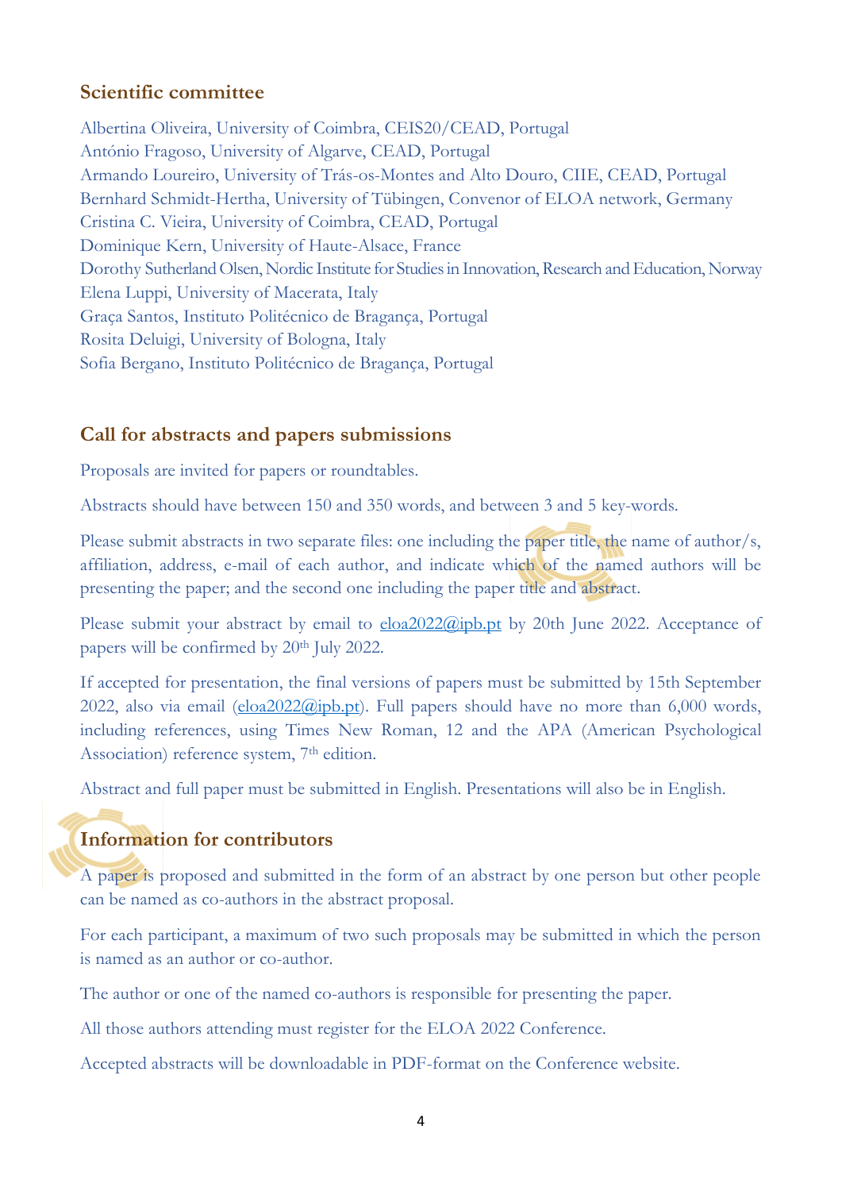## Scientific committee

Albertina Oliveira, University of Coimbra, CEIS20/CEAD, Portugal
António Fragoso, University of Algarve, CEAD, Portugal
Armando Loureiro, University of Trás-os-Montes and Alto Douro, CIIE, CEAD, Portugal
Bernhard Schmidt-Hertha, University of Tübingen, Convenor of ELOA network, Germany
Cristina C. Vieira, University of Coimbra, CEAD, Portugal
Dominique Kern, University of Haute-Alsace, France
Dorothy Sutherland Olsen, Nordic Institute for Studies in Innovation, Research and Education, Norway
Elena Luppi, University of Macerata, Italy
Graça Santos, Instituto Politécnico de Bragança, Portugal
Rosita Deluigi, University of Bologna, Italy
Sofia Bergano, Instituto Politécnico de Bragança, Portugal

## Call for abstracts and papers submissions

Proposals are invited for papers or roundtables.

Abstracts should have between 150 and 350 words, and between 3 and 5 key-words.

Please submit abstracts in two separate files: one including the paper title, the name of author/s, affiliation, address, e-mail of each author, and indicate which of the named authors will be presenting the paper; and the second one including the paper title and abstract.

Please submit your abstract by email to eloa2022@ipb.pt by 20th June 2022. Acceptance of papers will be confirmed by 20th July 2022.

If accepted for presentation, the final versions of papers must be submitted by 15th September 2022, also via email (eloa2022@ipb.pt). Full papers should have no more than 6,000 words, including references, using Times New Roman, 12 and the APA (American Psychological Association) reference system, 7th edition.

Abstract and full paper must be submitted in English. Presentations will also be in English.

## Information for contributors

A paper is proposed and submitted in the form of an abstract by one person but other people can be named as co-authors in the abstract proposal.

For each participant, a maximum of two such proposals may be submitted in which the person is named as an author or co-author.

The author or one of the named co-authors is responsible for presenting the paper.

All those authors attending must register for the ELOA 2022 Conference.

Accepted abstracts will be downloadable in PDF-format on the Conference website.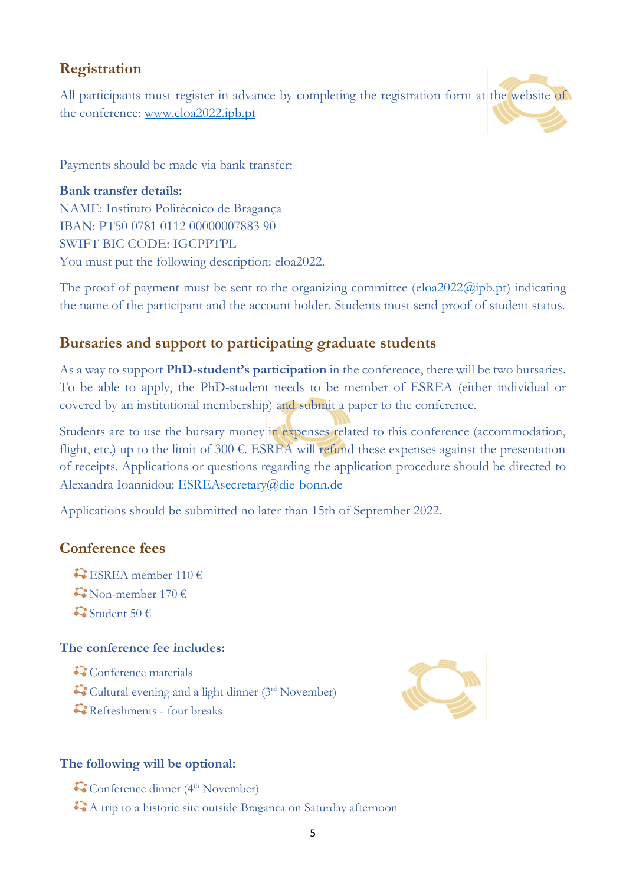## Registration

All participants must register in advance by completing the registration form at the website of the conference: [www.eloa2022.ipb.pt](http://www.eloa2022.ipb.pt)

Payments should be made via bank transfer:

**Bank transfer details:**
NAME: Instituto Politécnico de Bragança
IBAN: PT50 0781 0112 00000007883 90
SWIFT BIC CODE: IGCPPTPL
You must put the following description: eloa2022.

The proof of payment must be sent to the organizing committee (eloa2022@ipb.pt) indicating the name of the participant and the account holder. Students must send proof of student status.

## Bursaries and support to participating graduate students

As a way to support **PhD-student's participation** in the conference, there will be two bursaries. To be able to apply, the PhD-student needs to be member of ESREA (either individual or covered by an institutional membership) and submit a paper to the conference.

Students are to use the bursary money in expenses related to this conference (accommodation, flight, etc.) up to the limit of 300 €. ESREA will refund these expenses against the presentation of receipts. Applications or questions regarding the application procedure should be directed to Alexandra Ioannidou: ESREAsecretary@die-bonn.de

Applications should be submitted no later than 15th of September 2022.

## Conference fees

- ESREA member 110 €
- Non-member 170 €
- Student 50 €

### The conference fee includes:

- Conference materials
- Cultural evening and a light dinner (3rd November)
- Refreshments - four breaks

### The following will be optional:

- Conference dinner (4th November)
- A trip to a historic site outside Bragança on Saturday afternoon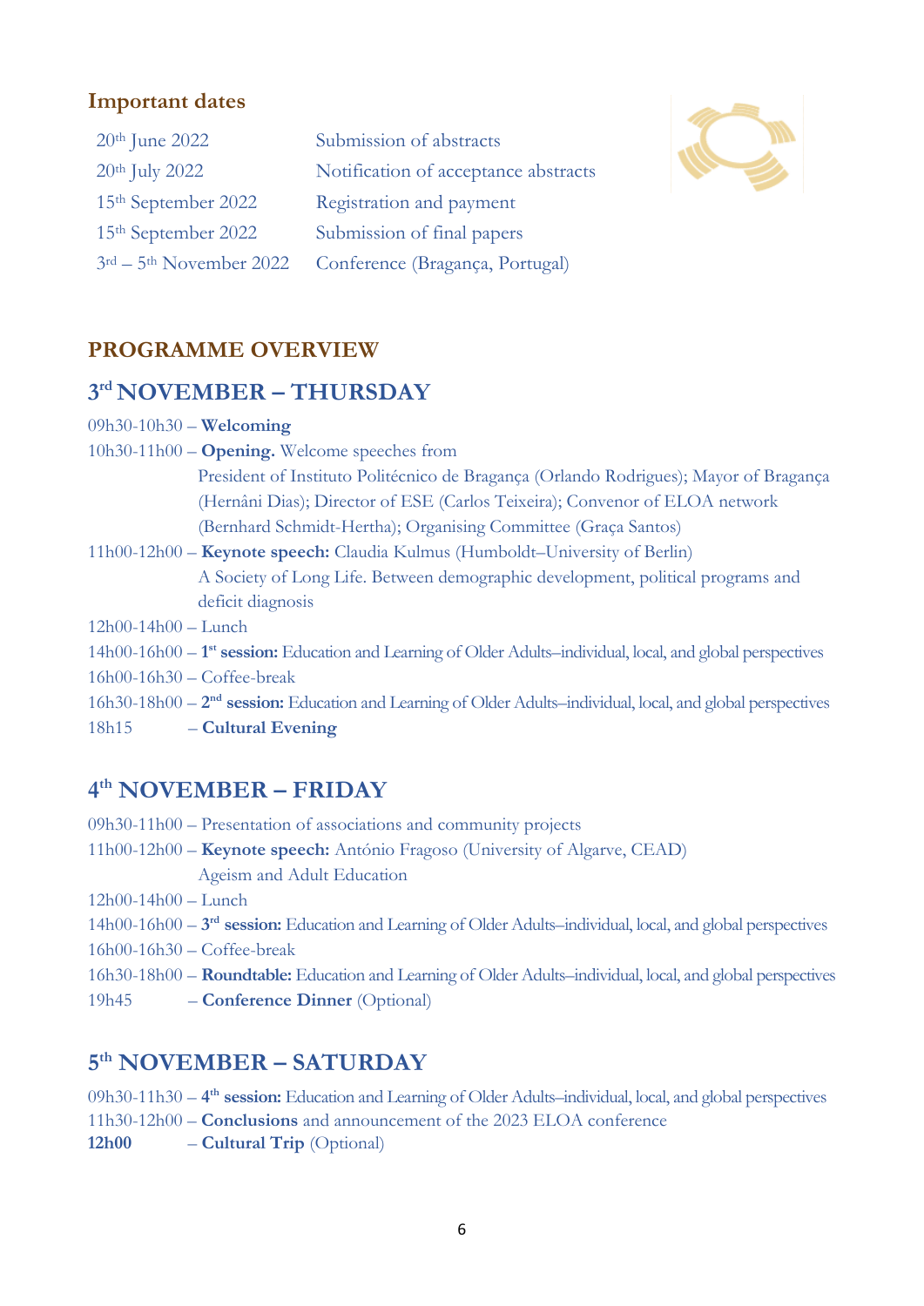### Important dates

| | |
|---|---|
| 20th June 2022 | Submission of abstracts |
| 20th July 2022 | Notification of acceptance abstracts |
| 15th September 2022 | Registration and payment |
| 15th September 2022 | Submission of final papers |
| 3rd – 5th November 2022 | Conference (Bragança, Portugal) |

## PROGRAMME OVERVIEW

### 3rd NOVEMBER – THURSDAY

09h30-10h30 – **Welcoming**

10h30-11h00 – **Opening.** Welcome speeches from President of Instituto Politécnico de Bragança (Orlando Rodrigues); Mayor of Bragança (Hernâni Dias); Director of ESE (Carlos Teixeira); Convenor of ELOA network (Bernhard Schmidt-Hertha); Organising Committee (Graça Santos)

11h00-12h00 – **Keynote speech:** Claudia Kulmus (Humboldt–University of Berlin)
A Society of Long Life. Between demographic development, political programs and deficit diagnosis

12h00-14h00 – Lunch

14h00-16h00 – **1st session:** Education and Learning of Older Adults–individual, local, and global perspectives

16h00-16h30 – Coffee-break

16h30-18h00 – **2nd session:** Education and Learning of Older Adults–individual, local, and global perspectives

18h15 – **Cultural Evening**

### 4th NOVEMBER – FRIDAY

09h30-11h00 – Presentation of associations and community projects

11h00-12h00 – **Keynote speech:** António Fragoso (University of Algarve, CEAD)
Ageism and Adult Education

12h00-14h00 – Lunch

14h00-16h00 – **3rd session:** Education and Learning of Older Adults–individual, local, and global perspectives

16h00-16h30 – Coffee-break

16h30-18h00 – **Roundtable:** Education and Learning of Older Adults–individual, local, and global perspectives

19h45 – **Conference Dinner** (Optional)

### 5th NOVEMBER – SATURDAY

09h30-11h30 – **4th session:** Education and Learning of Older Adults–individual, local, and global perspectives

11h30-12h00 – **Conclusions** and announcement of the 2023 ELOA conference

**12h00** – **Cultural Trip** (Optional)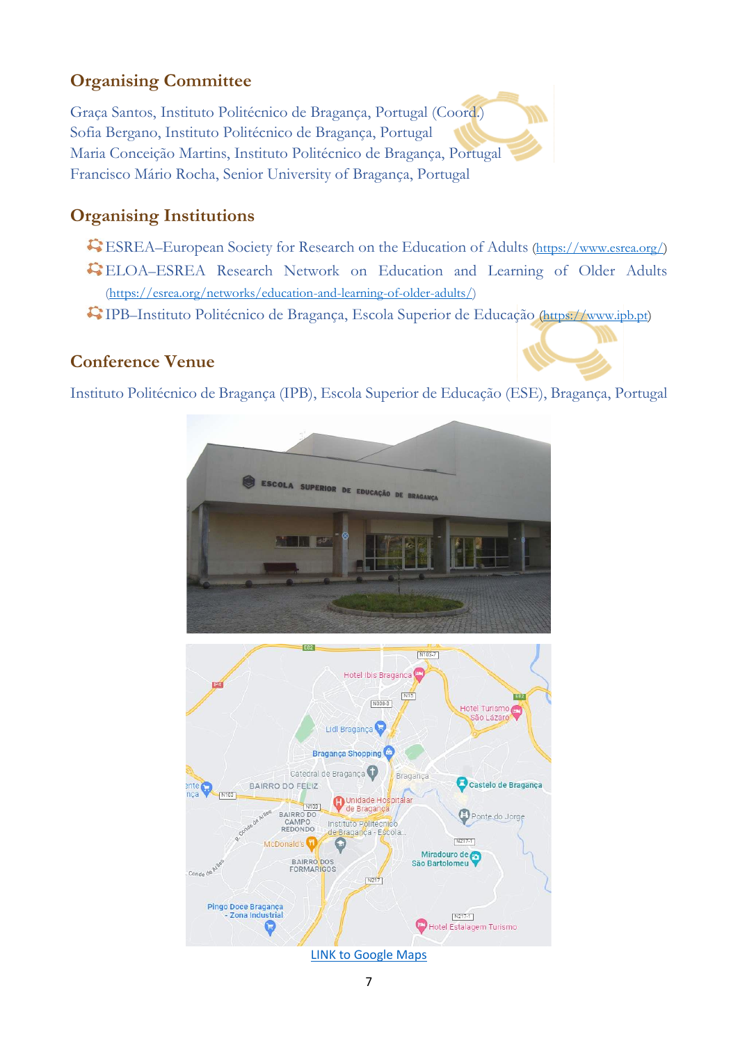## Organising Committee

Graça Santos, Instituto Politécnico de Bragança, Portugal (Coord.)
Sofia Bergano, Instituto Politécnico de Bragança, Portugal
Maria Conceição Martins, Instituto Politécnico de Bragança, Portugal
Francisco Mário Rocha, Senior University of Bragança, Portugal

## Organising Institutions

- ESREA–European Society for Research on the Education of Adults (https://www.esrea.org/)
- ELOA–ESREA Research Network on Education and Learning of Older Adults (https://esrea.org/networks/education-and-learning-of-older-adults/)
- IPB–Instituto Politécnico de Bragança, Escola Superior de Educação (https://www.ipb.pt)

## Conference Venue

Instituto Politécnico de Bragança (IPB), Escola Superior de Educação (ESE), Bragança, Portugal

LINK to Google Maps